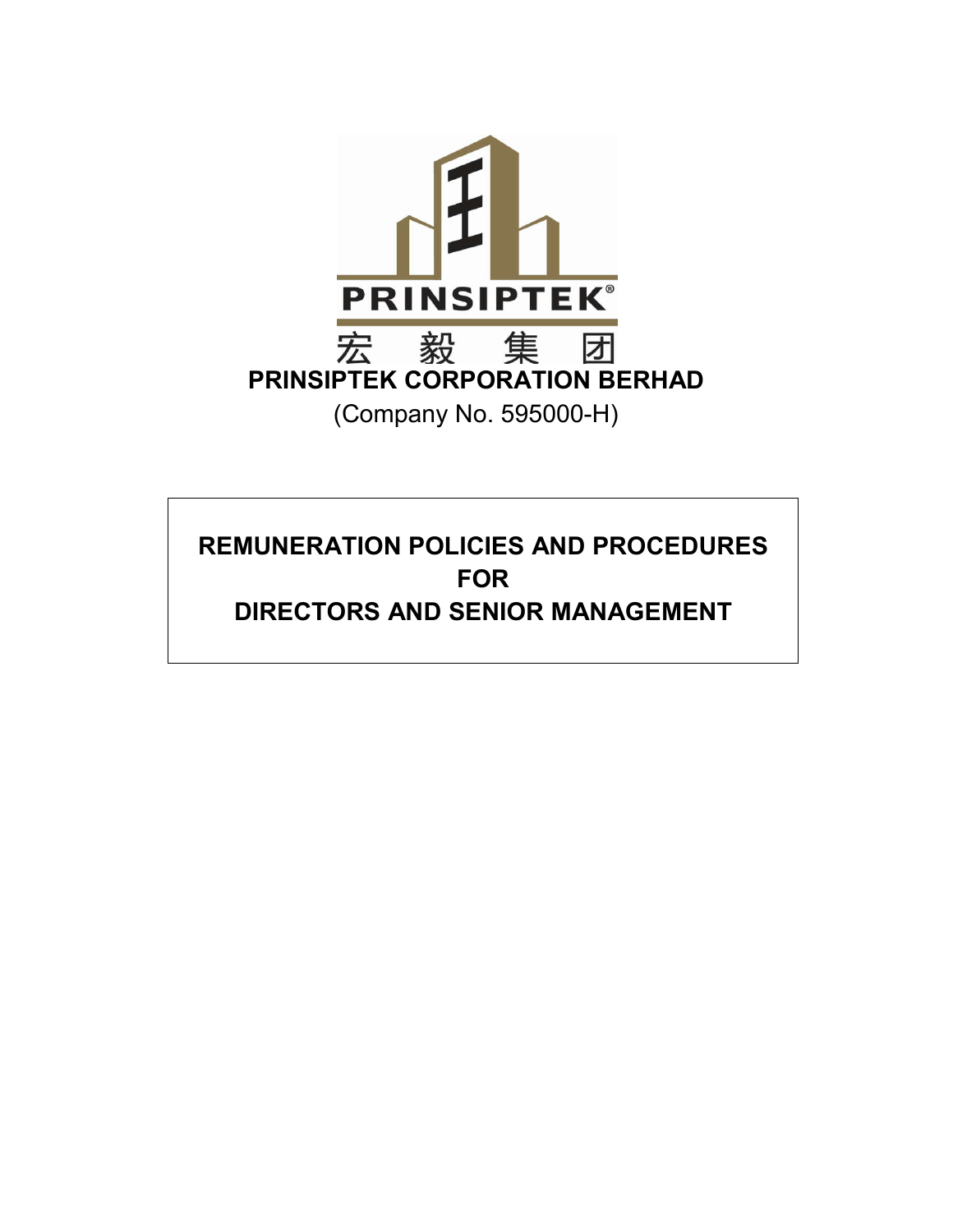PRINSIPTEK

宏 毅 集 团

**PRINSIPTEK CORPORATION BERHAD**

(Company No. 595000-H)

# REMUNERATION POLICIES AND PROCEDURES FOR DIRECTORS AND SENIOR MANAGEMENT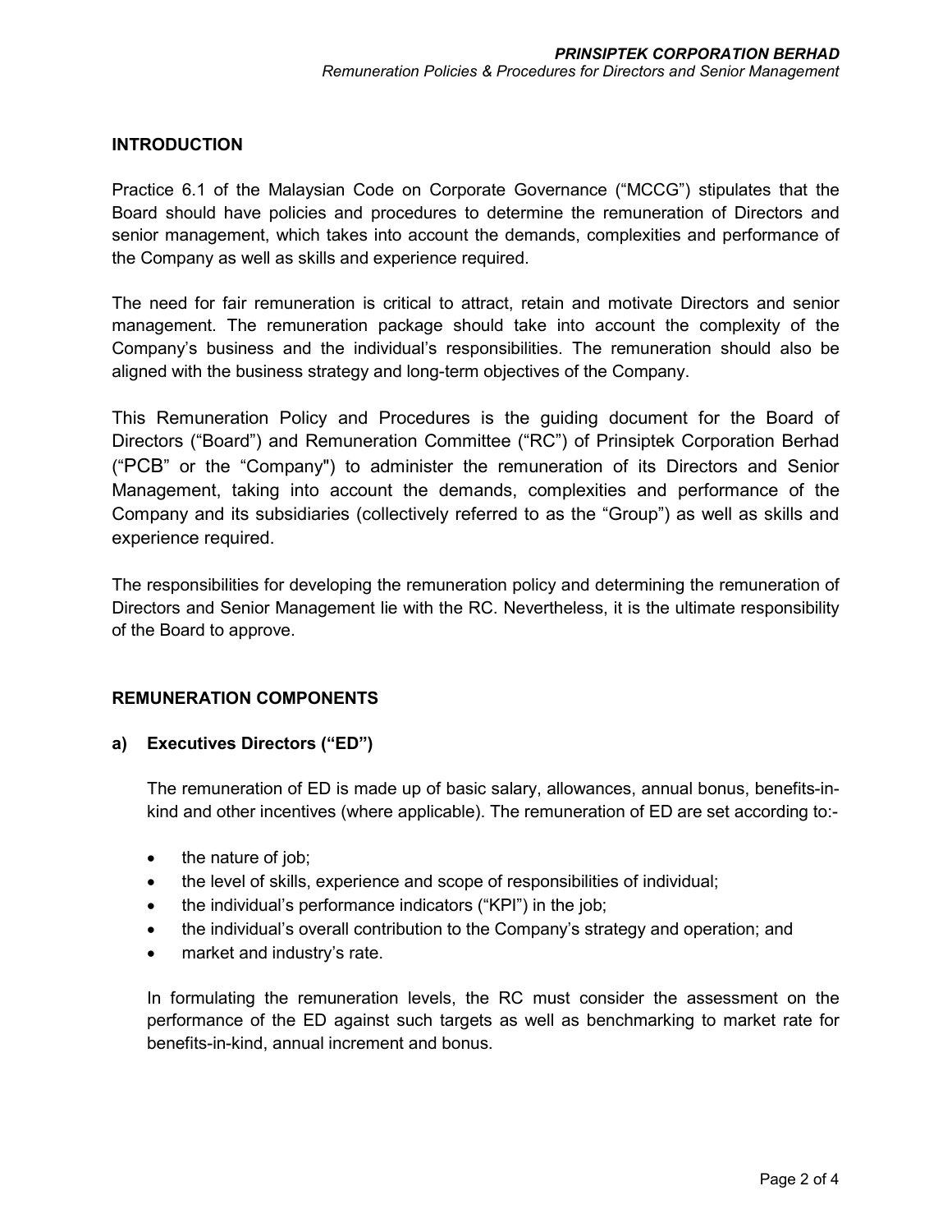## INTRODUCTION

Practice 6.1 of the Malaysian Code on Corporate Governance ("MCCG") stipulates that the Board should have policies and procedures to determine the remuneration of Directors and senior management, which takes into account the demands, complexities and performance of the Company as well as skills and experience required.

The need for fair remuneration is critical to attract, retain and motivate Directors and senior management. The remuneration package should take into account the complexity of the Company's business and the individual's responsibilities. The remuneration should also be aligned with the business strategy and long-term objectives of the Company.

This Remuneration Policy and Procedures is the guiding document for the Board of Directors ("Board") and Remuneration Committee ("RC") of Prinsiptek Corporation Berhad ("PCB" or the "Company") to administer the remuneration of its Directors and Senior Management, taking into account the demands, complexities and performance of the Company and its subsidiaries (collectively referred to as the "Group") as well as skills and experience required.

The responsibilities for developing the remuneration policy and determining the remuneration of Directors and Senior Management lie with the RC. Nevertheless, it is the ultimate responsibility of the Board to approve.

## REMUNERATION COMPONENTS

### a) Executives Directors ("ED")

The remuneration of ED is made up of basic salary, allowances, annual bonus, benefits-in-kind and other incentives (where applicable). The remuneration of ED are set according to:-

- the nature of job;
- the level of skills, experience and scope of responsibilities of individual;
- the individual's performance indicators ("KPI") in the job;
- the individual's overall contribution to the Company's strategy and operation; and
- market and industry's rate.

In formulating the remuneration levels, the RC must consider the assessment on the performance of the ED against such targets as well as benchmarking to market rate for benefits-in-kind, annual increment and bonus.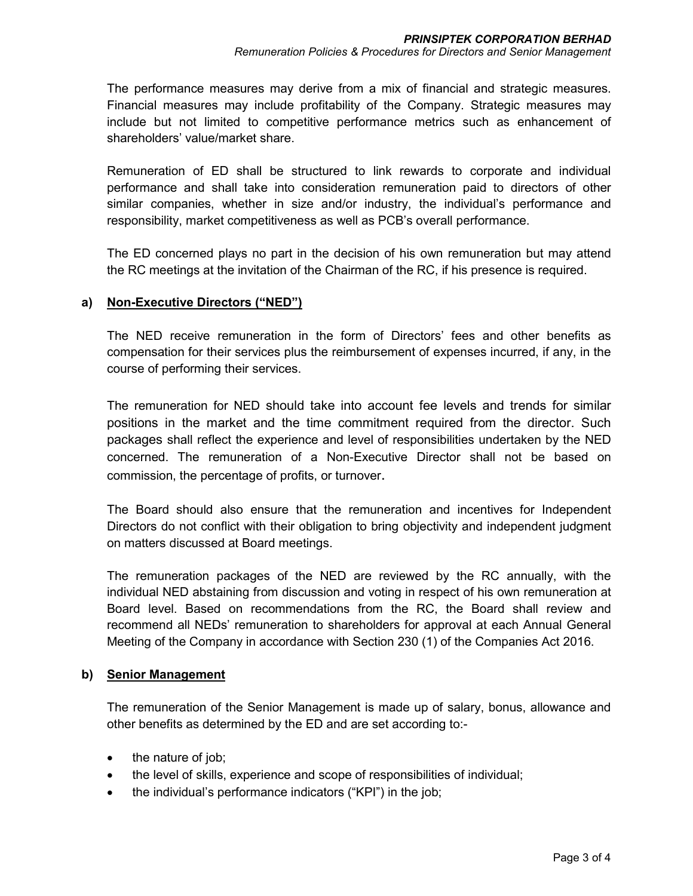The performance measures may derive from a mix of financial and strategic measures. Financial measures may include profitability of the Company. Strategic measures may include but not limited to competitive performance metrics such as enhancement of shareholders' value/market share.

Remuneration of ED shall be structured to link rewards to corporate and individual performance and shall take into consideration remuneration paid to directors of other similar companies, whether in size and/or industry, the individual's performance and responsibility, market competitiveness as well as PCB's overall performance.

The ED concerned plays no part in the decision of his own remuneration but may attend the RC meetings at the invitation of the Chairman of the RC, if his presence is required.

### a) Non-Executive Directors ("NED")

The NED receive remuneration in the form of Directors' fees and other benefits as compensation for their services plus the reimbursement of expenses incurred, if any, in the course of performing their services.

The remuneration for NED should take into account fee levels and trends for similar positions in the market and the time commitment required from the director. Such packages shall reflect the experience and level of responsibilities undertaken by the NED concerned. The remuneration of a Non-Executive Director shall not be based on commission, the percentage of profits, or turnover.

The Board should also ensure that the remuneration and incentives for Independent Directors do not conflict with their obligation to bring objectivity and independent judgment on matters discussed at Board meetings.

The remuneration packages of the NED are reviewed by the RC annually, with the individual NED abstaining from discussion and voting in respect of his own remuneration at Board level. Based on recommendations from the RC, the Board shall review and recommend all NEDs' remuneration to shareholders for approval at each Annual General Meeting of the Company in accordance with Section 230 (1) of the Companies Act 2016.

### b) Senior Management

The remuneration of the Senior Management is made up of salary, bonus, allowance and other benefits as determined by the ED and are set according to:-

- the nature of job;
- the level of skills, experience and scope of responsibilities of individual;
- the individual's performance indicators ("KPI") in the job;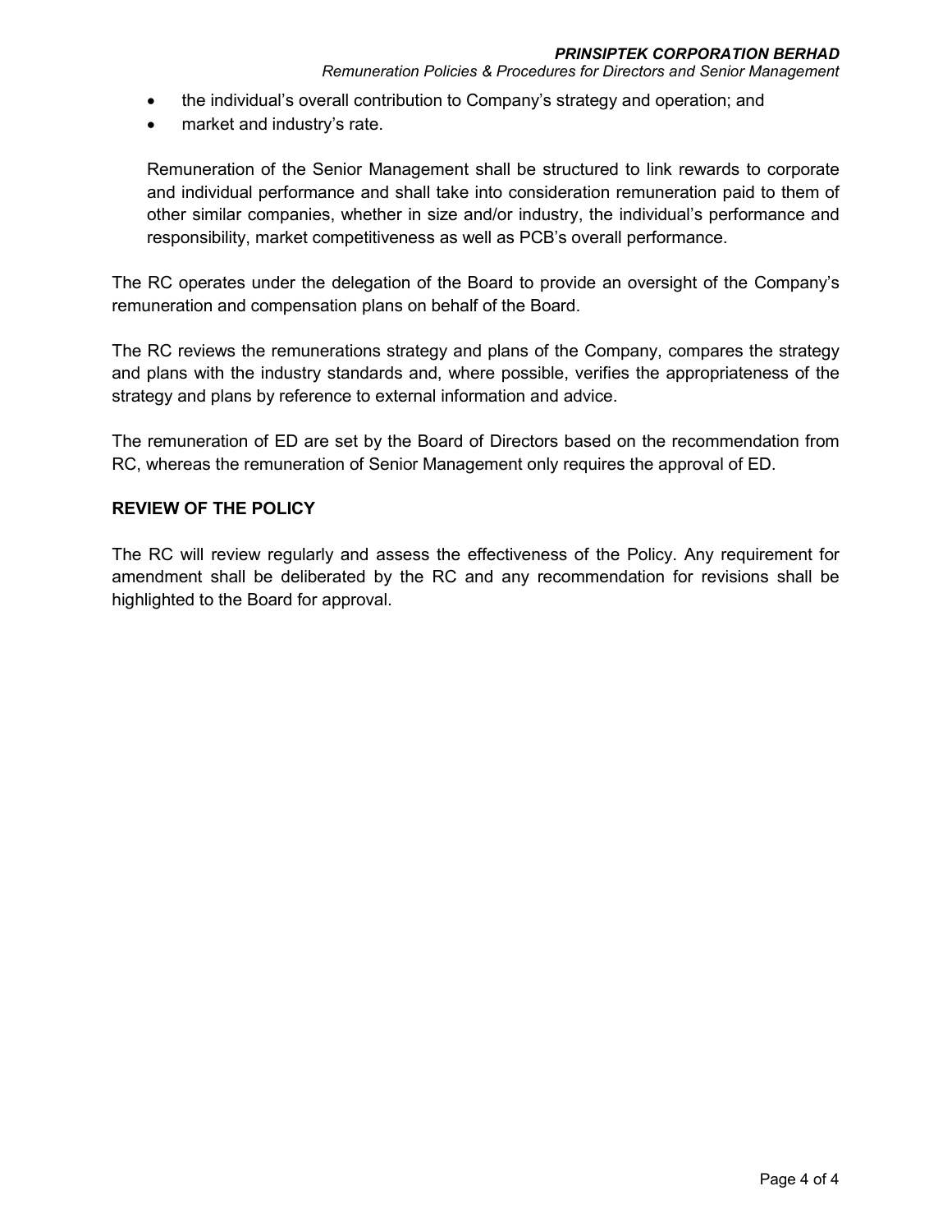- the individual's overall contribution to Company's strategy and operation; and
- market and industry's rate.

Remuneration of the Senior Management shall be structured to link rewards to corporate and individual performance and shall take into consideration remuneration paid to them of other similar companies, whether in size and/or industry, the individual's performance and responsibility, market competitiveness as well as PCB's overall performance.

The RC operates under the delegation of the Board to provide an oversight of the Company's remuneration and compensation plans on behalf of the Board.

The RC reviews the remunerations strategy and plans of the Company, compares the strategy and plans with the industry standards and, where possible, verifies the appropriateness of the strategy and plans by reference to external information and advice.

The remuneration of ED are set by the Board of Directors based on the recommendation from RC, whereas the remuneration of Senior Management only requires the approval of ED.

## REVIEW OF THE POLICY

The RC will review regularly and assess the effectiveness of the Policy. Any requirement for amendment shall be deliberated by the RC and any recommendation for revisions shall be highlighted to the Board for approval.